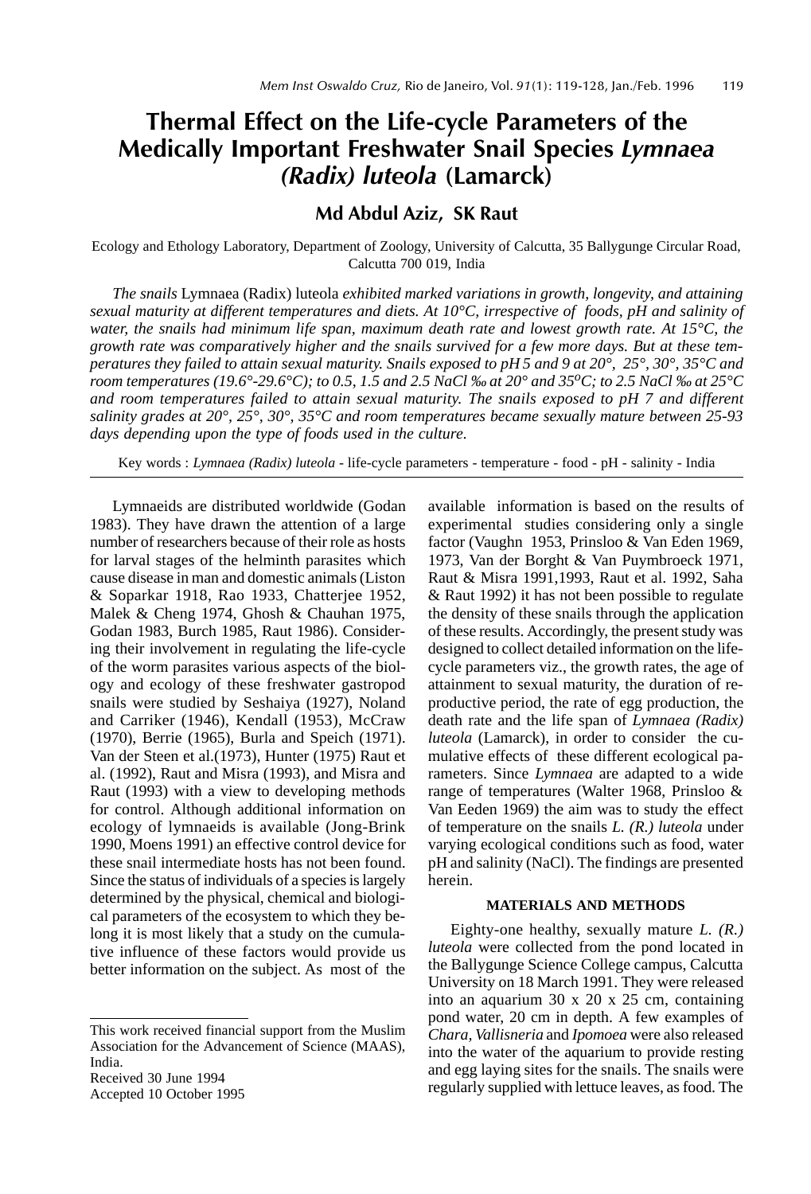# Thermal Effect on the Life-cycle Parameters of the Medically Important Freshwater Snail Species *Lymnaea (Radix) luteola* (Lamarck)

**Md Abdul Aziz, SK Raut**

Ecology and Ethology Laboratory, Department of Zoology, University of Calcutta, 35 Ballygunge Circular Road, Calcutta 700 019, India

*The snails* Lymnaea (Radix) luteola *exhibited marked variations in growth, longevity, and attaining sexual maturity at different temperatures and diets. At 10°C, irrespective of foods, pH and salinity of water, the snails had minimum life span, maximum death rate and lowest growth rate. At 15°C, the growth rate was comparatively higher and the snails survived for a few more days. But at these temperatures they failed to attain sexual maturity. Snails exposed to pH 5 and 9 at 20°, 25°, 30°, 35°C and room temperatures (19.6°-29.6°C); to 0.5, 1.5 and 2.5 NaCl ‰ at 20° and 35°C; to 2.5 NaCl ‰ at 25°C and room temperatures failed to attain sexual maturity. The snails exposed to pH 7 and different salinity grades at 20°, 25°, 30°, 35°C and room temperatures became sexually mature between 25-93 days depending upon the type of foods used in the culture.*

Key words : *Lymnaea (Radix) luteola* - life-cycle parameters - temperature - food - pH - salinity - India

Lymnaeids are distributed worldwide (Godan 1983). They have drawn the attention of a large number of researchers because of their role as hosts for larval stages of the helminth parasites which cause disease in man and domestic animals (Liston & Soparkar 1918, Rao 1933, Chatterjee 1952, Malek & Cheng 1974, Ghosh & Chauhan 1975, Godan 1983, Burch 1985, Raut 1986). Considering their involvement in regulating the life-cycle of the worm parasites various aspects of the biology and ecology of these freshwater gastropod snails were studied by Seshaiya (1927), Noland and Carriker (1946), Kendall (1953), McCraw (1970), Berrie (1965), Burla and Speich (1971). Van der Steen et al.(1973), Hunter (1975) Raut et al. (1992), Raut and Misra (1993), and Misra and Raut (1993) with a view to developing methods for control. Although additional information on ecology of lymnaeids is available (Jong-Brink 1990, Moens 1991) an effective control device for these snail intermediate hosts has not been found. Since the status of individuals of a species is largely determined by the physical, chemical and biological parameters of the ecosystem to which they belong it is most likely that a study on the cumulative influence of these factors would provide us better information on the subject. As most of the available information is based on the results of experimental studies considering only a single factor (Vaughn 1953, Prinsloo & Van Eden 1969, 1973, Van der Borght & Van Puymbroeck 1971, Raut & Misra 1991,1993, Raut et al. 1992, Saha & Raut 1992) it has not been possible to regulate the density of these snails through the application of these results. Accordingly, the present study was designed to collect detailed information on the life-cycle parameters viz., the growth rates, the age of attainment to sexual maturity, the duration of reproductive period, the rate of egg production, the death rate and the life span of *Lymnaea (Radix) luteola* (Lamarck), in order to consider the cumulative effects of these different ecological parameters. Since *Lymnaea* are adapted to a wide range of temperatures (Walter 1968, Prinsloo & Van Eeden 1969) the aim was to study the effect of temperature on the snails *L. (R.) luteola* under varying ecological conditions such as food, water pH and salinity (NaCl). The findings are presented herein.

## MATERIALS AND METHODS

Eighty-one healthy, sexually mature *L. (R.) luteola* were collected from the pond located in the Ballygunge Science College campus, Calcutta University on 18 March 1991. They were released into an aquarium 30 x 20 x 25 cm, containing pond water, 20 cm in depth. A few examples of *Chara, Vallisneria* and *Ipomoea* were also released into the water of the aquarium to provide resting and egg laying sites for the snails. The snails were regularly supplied with lettuce leaves, as food. The

---

This work received financial support from the Muslim Association for the Advancement of Science (MAAS), India.

Received 30 June 1994

Accepted 10 October 1995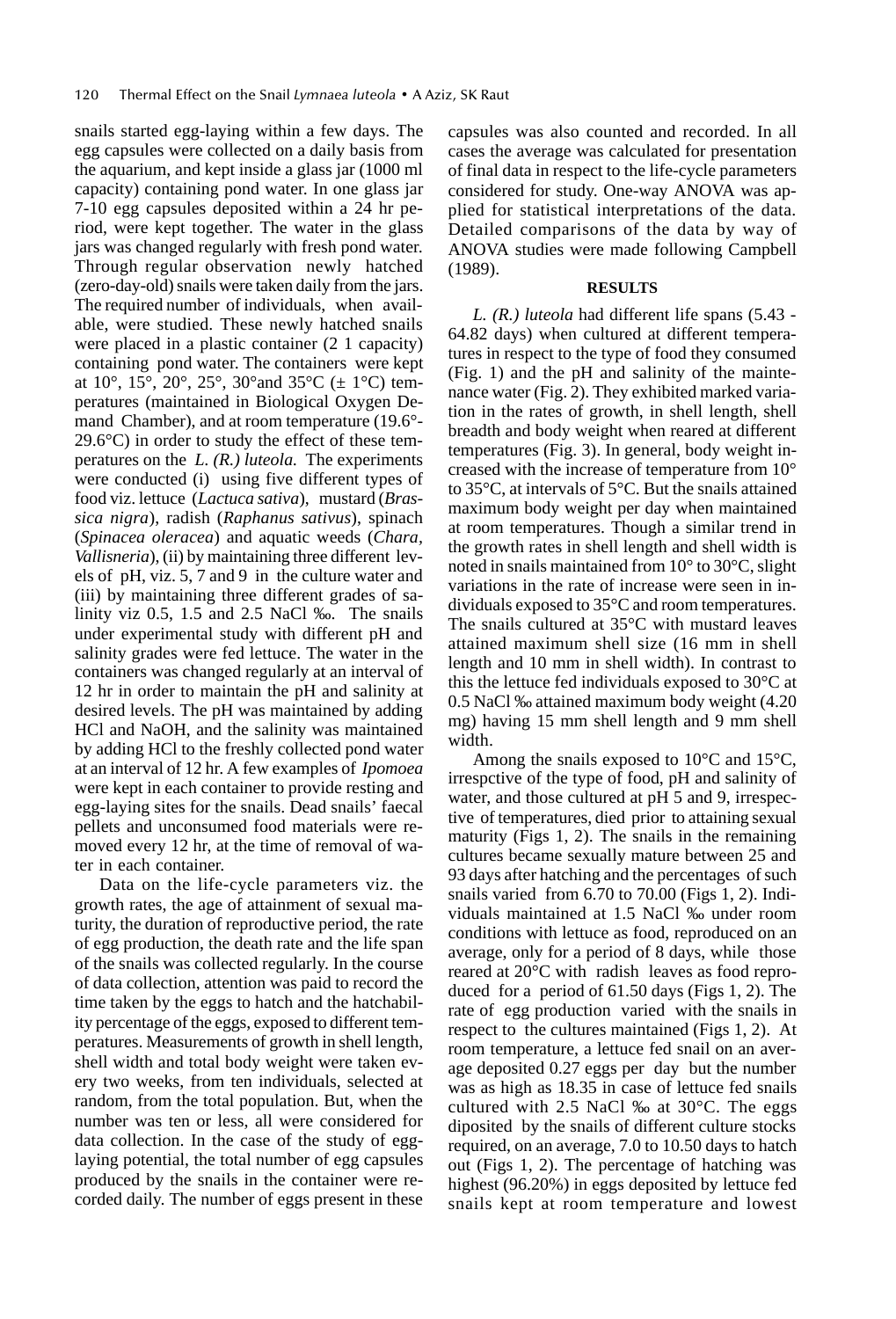snails started egg-laying within a few days. The egg capsules were collected on a daily basis from the aquarium, and kept inside a glass jar (1000 ml capacity) containing pond water. In one glass jar 7-10 egg capsules deposited within a 24 hr period, were kept together. The water in the glass jars was changed regularly with fresh pond water. Through regular observation newly hatched (zero-day-old) snails were taken daily from the jars. The required number of individuals, when available, were studied. These newly hatched snails were placed in a plastic container (2 1 capacity) containing pond water. The containers were kept at 10°, 15°, 20°, 25°, 30°and 35°C (± 1°C) temperatures (maintained in Biological Oxygen Demand Chamber), and at room temperature (19.6°-29.6°C) in order to study the effect of these temperatures on the *L. (R.) luteola.* The experiments were conducted (i) using five different types of food viz. lettuce (*Lactuca sativa*), mustard (*Brassica nigra*), radish (*Raphanus sativus*), spinach (*Spinacea oleracea*) and aquatic weeds (*Chara, Vallisneria*), (ii) by maintaining three different levels of pH, viz. 5, 7 and 9 in the culture water and (iii) by maintaining three different grades of salinity viz 0.5, 1.5 and 2.5 NaCl ‰. The snails under experimental study with different pH and salinity grades were fed lettuce. The water in the containers was changed regularly at an interval of 12 hr in order to maintain the pH and salinity at desired levels. The pH was maintained by adding HCl and NaOH, and the salinity was maintained by adding HCl to the freshly collected pond water at an interval of 12 hr. A few examples of *Ipomoea* were kept in each container to provide resting and egg-laying sites for the snails. Dead snails' faecal pellets and unconsumed food materials were removed every 12 hr, at the time of removal of water in each container.

Data on the life-cycle parameters viz. the growth rates, the age of attainment of sexual maturity, the duration of reproductive period, the rate of egg production, the death rate and the life span of the snails was collected regularly. In the course of data collection, attention was paid to record the time taken by the eggs to hatch and the hatchability percentage of the eggs, exposed to different temperatures. Measurements of growth in shell length, shell width and total body weight were taken every two weeks, from ten individuals, selected at random, from the total population. But, when the number was ten or less, all were considered for data collection. In the case of the study of egg-laying potential, the total number of egg capsules produced by the snails in the container were recorded daily. The number of eggs present in these capsules was also counted and recorded. In all cases the average was calculated for presentation of final data in respect to the life-cycle parameters considered for study. One-way ANOVA was applied for statistical interpretations of the data. Detailed comparisons of the data by way of ANOVA studies were made following Campbell (1989).

## RESULTS

*L. (R.) luteola* had different life spans (5.43 - 64.82 days) when cultured at different temperatures in respect to the type of food they consumed (Fig. 1) and the pH and salinity of the maintenance water (Fig. 2). They exhibited marked variation in the rates of growth, in shell length, shell breadth and body weight when reared at different temperatures (Fig. 3). In general, body weight increased with the increase of temperature from 10° to 35°C, at intervals of 5°C. But the snails attained maximum body weight per day when maintained at room temperatures. Though a similar trend in the growth rates in shell length and shell width is noted in snails maintained from 10° to 30°C, slight variations in the rate of increase were seen in individuals exposed to 35°C and room temperatures. The snails cultured at 35°C with mustard leaves attained maximum shell size (16 mm in shell length and 10 mm in shell width). In contrast to this the lettuce fed individuals exposed to 30°C at 0.5 NaCl ‰ attained maximum body weight (4.20 mg) having 15 mm shell length and 9 mm shell width.

Among the snails exposed to 10°C and 15°C, irrespctive of the type of food, pH and salinity of water, and those cultured at pH 5 and 9, irrespective of temperatures, died prior to attaining sexual maturity (Figs 1, 2). The snails in the remaining cultures became sexually mature between 25 and 93 days after hatching and the percentages of such snails varied from 6.70 to 70.00 (Figs 1, 2). Individuals maintained at 1.5 NaCl ‰ under room conditions with lettuce as food, reproduced on an average, only for a period of 8 days, while those reared at 20°C with radish leaves as food reproduced for a period of 61.50 days (Figs 1, 2). The rate of egg production varied with the snails in respect to the cultures maintained (Figs 1, 2). At room temperature, a lettuce fed snail on an average deposited 0.27 eggs per day but the number was as high as 18.35 in case of lettuce fed snails cultured with 2.5 NaCl ‰ at 30°C. The eggs diposited by the snails of different culture stocks required, on an average, 7.0 to 10.50 days to hatch out (Figs 1, 2). The percentage of hatching was highest (96.20%) in eggs deposited by lettuce fed snails kept at room temperature and lowest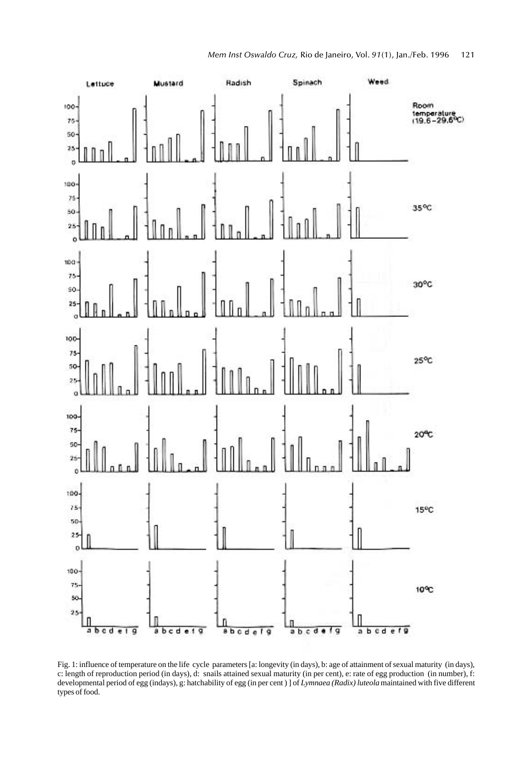Fig. 1: influence of temperature on the life cycle parameters [a: longevity (in days), b: age of attainment of sexual maturity (in days), c: length of reproduction period (in days), d: snails attained sexual maturity (in per cent), e: rate of egg production (in number), f: developmental period of egg (indays), g: hatchability of egg (in per cent ) ] of *Lymnaea (Radix) luteola* maintained with five different types of food.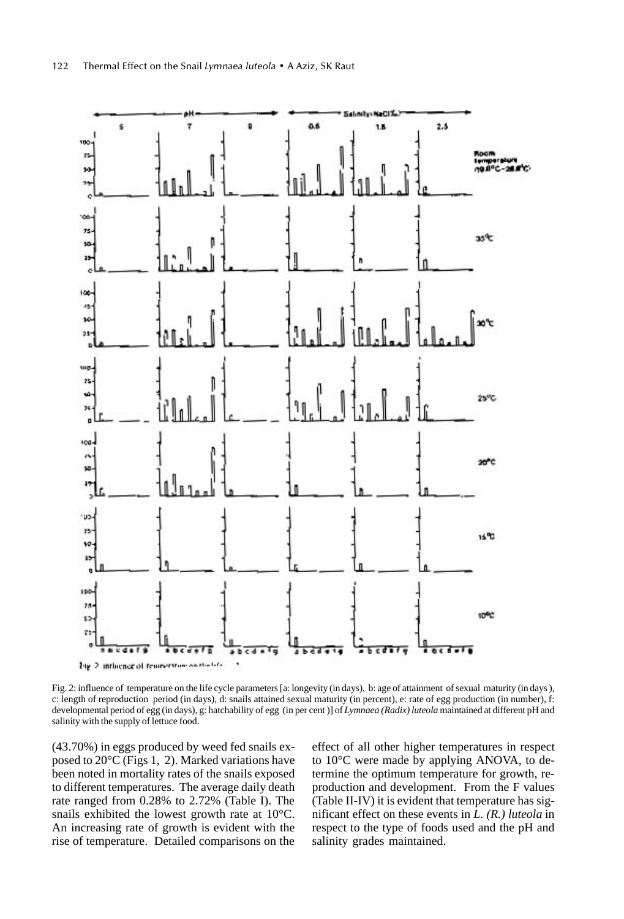Fig. 2: influence of temperature on the life cycle parameters [a: longevity (in days), b: age of attainment of sexual maturity (in days), c: length of reproduction period (in days), d: snails attained sexual maturity (in percent), e: rate of egg production (in number), f: developmental period of egg (in days), g: hatchability of egg (in per cent)] of *Lymnaea (Radix) luteola* maintained at different pH and salinity with the supply of lettuce food.

(43.70%) in eggs produced by weed fed snails exposed to 20°C (Figs 1, 2). Marked variations have been noted in mortality rates of the snails exposed to different temperatures. The average daily death rate ranged from 0.28% to 2.72% (Table I). The snails exhibited the lowest growth rate at 10°C. An increasing rate of growth is evident with the rise of temperature. Detailed comparisons on the effect of all other higher temperatures in respect to 10°C were made by applying ANOVA, to determine the optimum temperature for growth, reproduction and development. From the F values (Table II-IV) it is evident that temperature has significant effect on these events in *L. (R.) luteola* in respect to the type of foods used and the pH and salinity grades maintained.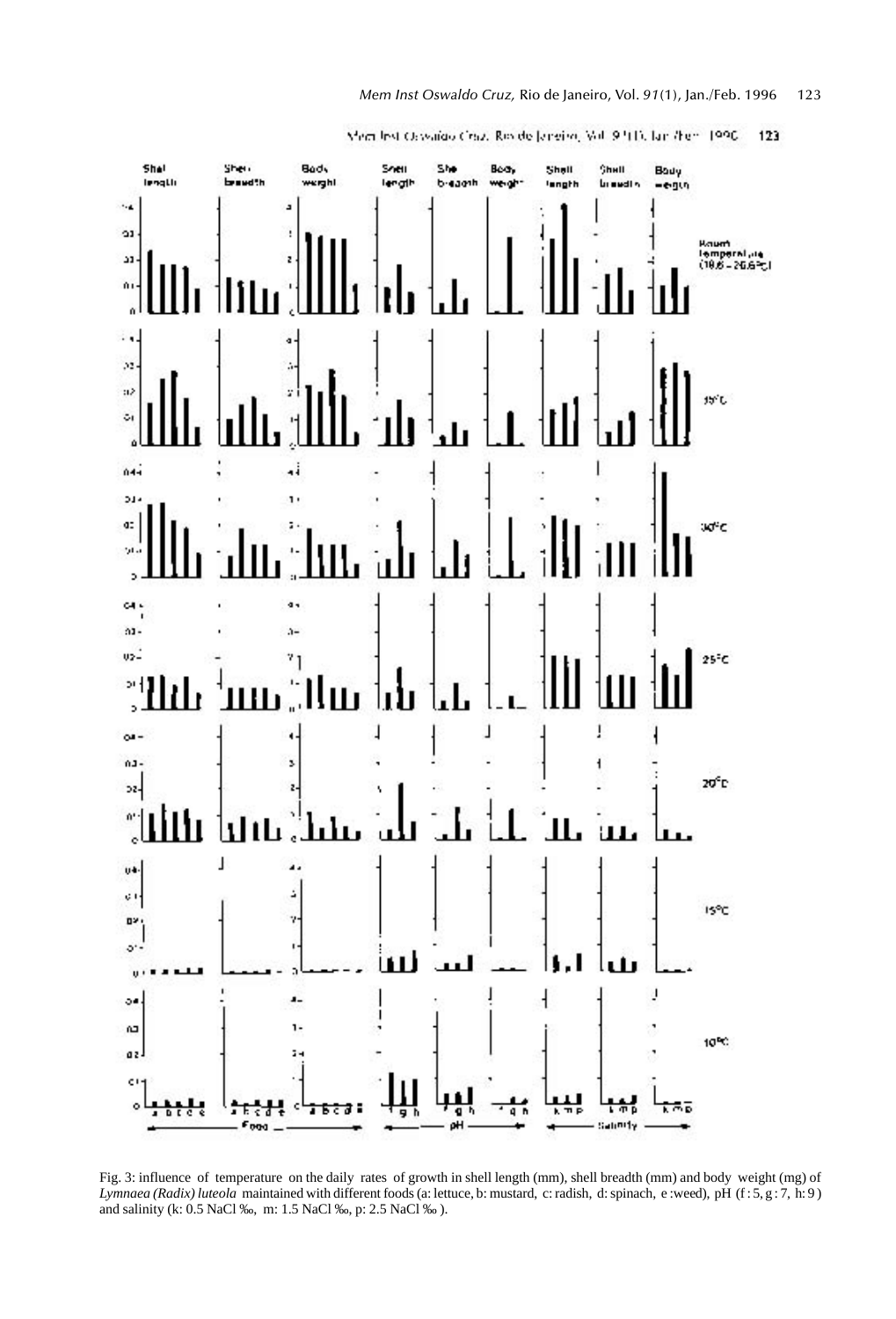Fig. 3: influence of temperature on the daily rates of growth in shell length (mm), shell breadth (mm) and body weight (mg) of *Lymnaea (Radix) luteola* maintained with different foods (a: lettuce, b: mustard, c: radish, d: spinach, e :weed), pH (f : 5, g : 7, h: 9 ) and salinity (k: 0.5 NaCl ‰, m: 1.5 NaCl ‰, p: 2.5 NaCl ‰ ).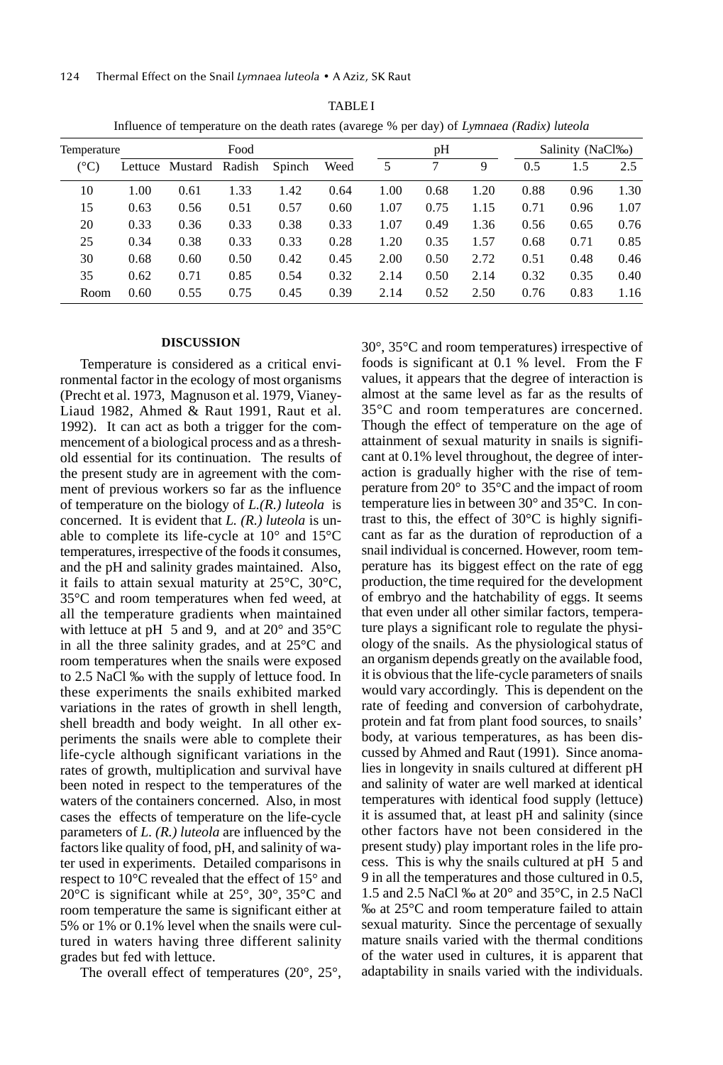TABLE I

Influence of temperature on the death rates (avarege % per day) of *Lymnaea (Radix) luteola*

| Temperature | Food | | | | | pH | | | Salinity (NaCl‰) | | |
|---|---|---|---|---|---|---|---|---|---|---|---|
| (°C) | Lettuce | Mustard | Radish | Spinch | Weed | 5 | 7 | 9 | 0.5 | 1.5 | 2.5 |
| 10 | 1.00 | 0.61 | 1.33 | 1.42 | 0.64 | 1.00 | 0.68 | 1.20 | 0.88 | 0.96 | 1.30 |
| 15 | 0.63 | 0.56 | 0.51 | 0.57 | 0.60 | 1.07 | 0.75 | 1.15 | 0.71 | 0.96 | 1.07 |
| 20 | 0.33 | 0.36 | 0.33 | 0.38 | 0.33 | 1.07 | 0.49 | 1.36 | 0.56 | 0.65 | 0.76 |
| 25 | 0.34 | 0.38 | 0.33 | 0.33 | 0.28 | 1.20 | 0.35 | 1.57 | 0.68 | 0.71 | 0.85 |
| 30 | 0.68 | 0.60 | 0.50 | 0.42 | 0.45 | 2.00 | 0.50 | 2.72 | 0.51 | 0.48 | 0.46 |
| 35 | 0.62 | 0.71 | 0.85 | 0.54 | 0.32 | 2.14 | 0.50 | 2.14 | 0.32 | 0.35 | 0.40 |
| Room | 0.60 | 0.55 | 0.75 | 0.45 | 0.39 | 2.14 | 0.52 | 2.50 | 0.76 | 0.83 | 1.16 |

## DISCUSSION

Temperature is considered as a critical environmental factor in the ecology of most organisms (Precht et al. 1973, Magnuson et al. 1979, Vianey-Liaud 1982, Ahmed & Raut 1991, Raut et al. 1992). It can act as both a trigger for the commencement of a biological process and as a threshold essential for its continuation. The results of the present study are in agreement with the comment of previous workers so far as the influence of temperature on the biology of *L.(R.) luteola* is concerned. It is evident that *L. (R.) luteola* is unable to complete its life-cycle at 10° and 15°C temperatures, irrespective of the foods it consumes, and the pH and salinity grades maintained. Also, it fails to attain sexual maturity at 25°C, 30°C, 35°C and room temperatures when fed weed, at all the temperature gradients when maintained with lettuce at pH 5 and 9, and at 20° and 35°C in all the three salinity grades, and at 25°C and room temperatures when the snails were exposed to 2.5 NaCl ‰ with the supply of lettuce food. In these experiments the snails exhibited marked variations in the rates of growth in shell length, shell breadth and body weight. In all other experiments the snails were able to complete their life-cycle although significant variations in the rates of growth, multiplication and survival have been noted in respect to the temperatures of the waters of the containers concerned. Also, in most cases the effects of temperature on the life-cycle parameters of *L. (R.) luteola* are influenced by the factors like quality of food, pH, and salinity of water used in experiments. Detailed comparisons in respect to 10°C revealed that the effect of 15° and 20°C is significant while at 25°, 30°, 35°C and room temperature the same is significant either at 5% or 1% or 0.1% level when the snails were cultured in waters having three different salinity grades but fed with lettuce.

The overall effect of temperatures (20°, 25°, 30°, 35°C and room temperatures) irrespective of foods is significant at 0.1 % level. From the F values, it appears that the degree of interaction is almost at the same level as far as the results of 35°C and room temperatures are concerned. Though the effect of temperature on the age of attainment of sexual maturity in snails is significant at 0.1% level throughout, the degree of interaction is gradually higher with the rise of temperature from 20° to 35°C and the impact of room temperature lies in between 30° and 35°C. In contrast to this, the effect of 30°C is highly significant as far as the duration of reproduction of a snail individual is concerned. However, room temperature has its biggest effect on the rate of egg production, the time required for the development of embryo and the hatchability of eggs. It seems that even under all other similar factors, temperature plays a significant role to regulate the physiology of the snails. As the physiological status of an organism depends greatly on the available food, it is obvious that the life-cycle parameters of snails would vary accordingly. This is dependent on the rate of feeding and conversion of carbohydrate, protein and fat from plant food sources, to snails' body, at various temperatures, as has been discussed by Ahmed and Raut (1991). Since anomalies in longevity in snails cultured at different pH and salinity of water are well marked at identical temperatures with identical food supply (lettuce) it is assumed that, at least pH and salinity (since other factors have not been considered in the present study) play important roles in the life process. This is why the snails cultured at pH 5 and 9 in all the temperatures and those cultured in 0.5, 1.5 and 2.5 NaCl ‰ at 20° and 35°C, in 2.5 NaCl ‰ at 25°C and room temperature failed to attain sexual maturity. Since the percentage of sexually mature snails varied with the thermal conditions of the water used in cultures, it is apparent that adaptability in snails varied with the individuals.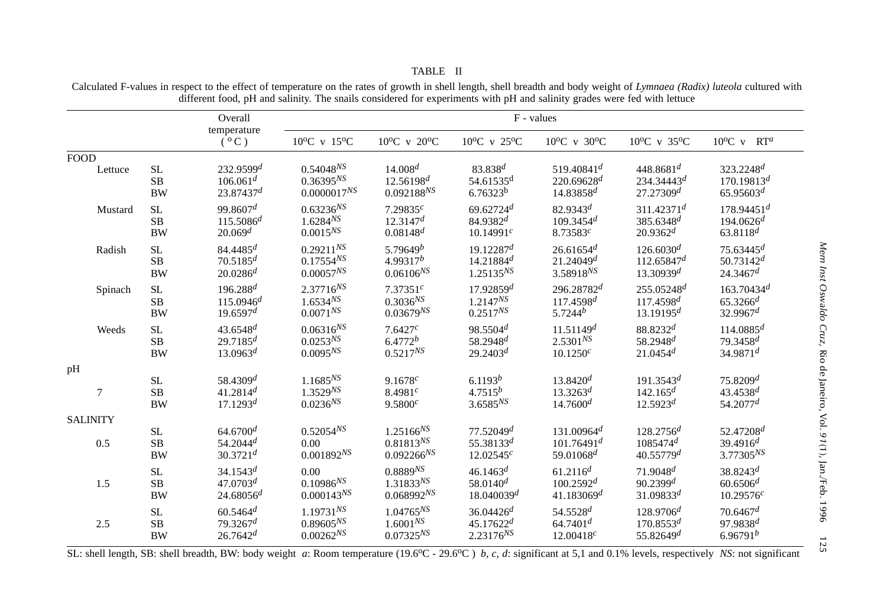TABLE II

Calculated F-values in respect to the effect of temperature on the rates of growth in shell length, shell breadth and body weight of *Lymnaea (Radix) luteola* cultured with different food, pH and salinity. The snails considered for experiments with pH and salinity grades were fed with lettuce

| | | Overall temperature (°C) | F - values | | | | | |
|---|---|---|---|---|---|---|---|---|
| | | | 10°C v 15°C | 10°C v 20°C | 10°C v 25°C | 10°C v 30°C | 10°C v 35°C | 10°C v RT[a] |
| FOOD | | | | | | | | |
| Lettuce | SL | 232.9599[d] | 0.54048[NS] | 14.008[d] | 83.838[d] | 519.40841[d] | 448.8681[d] | 323.2248[d] |
| | SB | 106.061[d] | 0.36395[NS] | 12.56198[d] | 54.61535[d] | 220.69628[d] | 234.34443[d] | 170.19813[d] |
| | BW | 23.87437[d] | 0.0000017[NS] | 0.092188[NS] | 6.76323[b] | 14.83858[d] | 27.27309[d] | 65.95603[d] |
| Mustard | SL | 99.8607[d] | 0.63236[NS] | 7.29835[c] | 69.62724[d] | 82.9343[d] | 311.42371[d] | 178.94451[d] |
| | SB | 115.5086[d] | 1.6284[NS] | 12.3147[d] | 84.9382[d] | 109.3454[d] | 385.6348[d] | 194.0626[d] |
| | BW | 20.069[d] | 0.0015[NS] | 0.08148[d] | 10.14991[c] | 8.73583[c] | 20.9362[d] | 63.8118[d] |
| Radish | SL | 84.4485[d] | 0.29211[NS] | 5.79649[b] | 19.12287[d] | 26.61654[d] | 126.6030[d] | 75.63445[d] |
| | SB | 70.5185[d] | 0.17554[NS] | 4.99317[b] | 14.21884[d] | 21.24049[d] | 112.65847[d] | 50.73142[d] |
| | BW | 20.0286[d] | 0.00057[NS] | 0.06106[NS] | 1.25135[NS] | 3.58918[NS] | 13.30939[d] | 24.3467[d] |
| Spinach | SL | 196.288[d] | 2.37716[NS] | 7.37351[c] | 17.92859[d] | 296.28782[d] | 255.05248[d] | 163.70434[d] |
| | SB | 115.0946[d] | 1.6534[NS] | 0.3036[NS] | 1.2147[NS] | 117.4598[d] | 117.4598[d] | 65.3266[d] |
| | BW | 19.6597[d] | 0.0071[NS] | 0.03679[NS] | 0.2517[NS] | 5.7244[b] | 13.19195[d] | 32.9967[d] |
| Weeds | SL | 43.6548[d] | 0.06316[NS] | 7.6427[c] | 98.5504[d] | 11.51149[d] | 88.8232[d] | 114.0885[d] |
| | SB | 29.7185[d] | 0.0253[NS] | 6.4772[b] | 58.2948[d] | 2.5301[NS] | 58.2948[d] | 79.3458[d] |
| | BW | 13.0963[d] | 0.0095[NS] | 0.5217[NS] | 29.2403[d] | 10.1250[c] | 21.0454[d] | 34.9871[d] |
| pH | | | | | | | | |
| 7 | SL | 58.4309[d] | 1.1685[NS] | 9.1678[c] | 6.1193[b] | 13.8420[d] | 191.3543[d] | 75.8209[d] |
| | SB | 41.2814[d] | 1.3529[NS] | 8.4981[c] | 4.7515[b] | 13.3263[d] | 142.165[d] | 43.4538[d] |
| | BW | 17.1293[d] | 0.0236[NS] | 9.5800[c] | 3.6585[NS] | 14.7600[d] | 12.5923[d] | 54.2077[d] |
| SALINITY | | | | | | | | |
| 0.5 | SL | 64.6700[d] | 0.52054[NS] | 1.25166[NS] | 77.52049[d] | 131.00964[d] | 128.2756[d] | 52.47208[d] |
| | SB | 54.2044[d] | 0.00 | 0.81813[NS] | 55.38133[d] | 101.76491[d] | 1085474[d] | 39.4916[d] |
| | BW | 30.3721[d] | 0.001892[NS] | 0.092266[NS] | 12.02545[c] | 59.01068[d] | 40.55779[d] | 3.77305[NS] |
| 1.5 | SL | 34.1543[d] | 0.00 | 0.8889[NS] | 46.1463[d] | 61.2116[d] | 71.9048[d] | 38.8243[d] |
| | SB | 47.0703[d] | 0.10986[NS] | 1.31833[NS] | 58.0140[d] | 100.2592[d] | 90.2399[d] | 60.6506[d] |
| | BW | 24.68056[d] | 0.000143[NS] | 0.068992[NS] | 18.040039[d] | 41.183069[d] | 31.09833[d] | 10.29576[c] |
| 2.5 | SL | 60.5464[d] | 1.19731[NS] | 1.04765[NS] | 36.04426[d] | 54.5528[d] | 128.9706[d] | 70.6467[d] |
| | SB | 79.3267[d] | 0.89605[NS] | 1.6001[NS] | 45.17622[d] | 64.7401[d] | 170.8553[d] | 97.9838[d] |
| | BW | 26.7642[d] | 0.00262[NS] | 0.07325[NS] | 2.23176[NS] | 12.00418[c] | 55.82649[d] | 6.96791[b] |

SL: shell length, SB: shell breadth, BW: body weight *a*: Room temperature (19.6°C - 29.6°C ) *b, c, d*: significant at 5,1 and 0.1% levels, respectively *NS*: not significant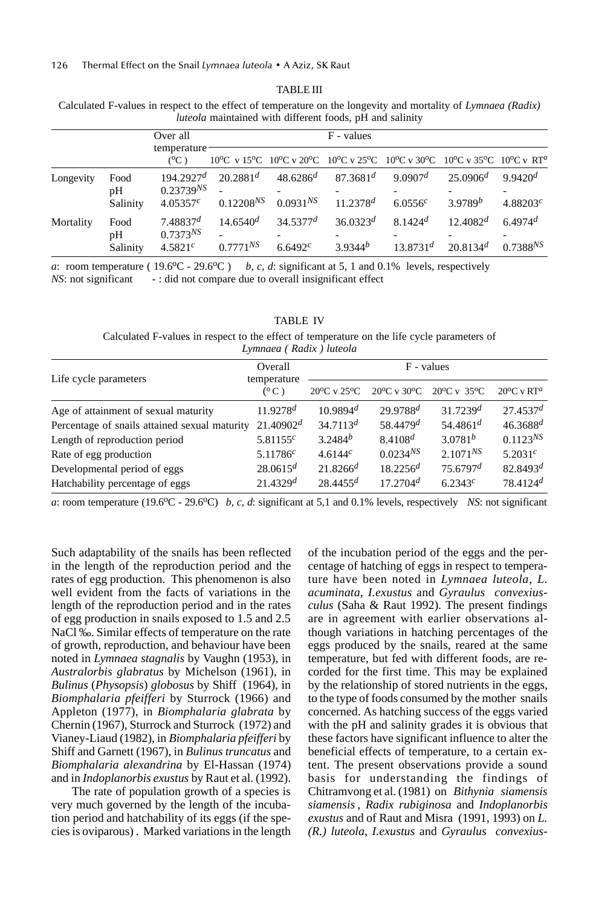TABLE III

Calculated F-values in respect to the effect of temperature on the longevity and mortality of *Lymnaea (Radix) luteola* maintained with different foods, pH and salinity

| | | Over all temperature (°C) | F - values | | | | | |
|---|---|---|---|---|---|---|---|---|
| | | | 10°C v 15°C | 10°C v 20°C | 10°C v 25°C | 10°C v 30°C | 10°C v 35°C | 10°C v RT[a] |
| Longevity | Food | 194.2927[d] | 20.2881[d] | 48.6286[d] | 87.3681[d] | 9.0907[d] | 25.0906[d] | 9.9420[d] |
| | pH | 0.23739[NS] | - | - | - | - | - | - |
| | Salinity | 4.05357[c] | 0.12208[NS] | 0.0931[NS] | 11.2378[d] | 6.0556[c] | 3.9789[b] | 4.88203[c] |
| Mortality | Food | 7.48837[d] | 14.6540[d] | 34.5377[d] | 36.0323[d] | 8.1424[d] | 12.4082[d] | 6.4974[d] |
| | pH | 0.7373[NS] | - | - | - | - | - | - |
| | Salinity | 4.5821[c] | 0.7771[NS] | 6.6492[c] | 3.9344[b] | 13.8731[d] | 20.8134[d] | 0.7388[NS] |

*a*: room temperature ( 19.6°C - 29.6°C ) *b, c, d*: significant at 5, 1 and 0.1% levels, respectively
*NS*: not significant - : did not compare due to overall insignificant effect

TABLE IV

Calculated F-values in respect to the effect of temperature on the life cycle parameters of *Lymnaea ( Radix ) luteola*

| Life cycle parameters | Overall temperature (°C) | F - values | | | |
|---|---|---|---|---|---|
| | | 20°C v 25°C | 20°C v 30°C | 20°C v 35°C | 20°C v RT[a] |
| Age of attainment of sexual maturity | 11.9278[d] | 10.9894[d] | 29.9788[d] | 31.7239[d] | 27.4537[d] |
| Percentage of snails attained sexual maturity | 21.40902[d] | 34.7113[d] | 58.4479[d] | 54.4861[d] | 46.3688[d] |
| Length of reproduction period | 5.81155[c] | 3.2484[b] | 8.4108[d] | 3.0781[b] | 0.1123[NS] |
| Rate of egg production | 5.11786[c] | 4.6144[c] | 0.0234[NS] | 2.1071[NS] | 5.2031[c] |
| Developmental period of eggs | 28.0615[d] | 21.8266[d] | 18.2256[d] | 75.6797[d] | 82.8493[d] |
| Hatchability percentage of eggs | 21.4329[d] | 28.4455[d] | 17.2704[d] | 6.2343[c] | 78.4124[d] |

*a*: room temperature (19.6°C - 29.6°C) *b, c, d*: significant at 5,1 and 0.1% levels, respectively *NS*: not significant

Such adaptability of the snails has been reflected in the length of the reproduction period and the rates of egg production. This phenomenon is also well evident from the facts of variations in the length of the reproduction period and in the rates of egg production in snails exposed to 1.5 and 2.5 NaCl ‰. Similar effects of temperature on the rate of growth, reproduction, and behaviour have been noted in *Lymnaea stagnalis* by Vaughn (1953), in *Australorbis glabratus* by Michelson (1961), in *Bulinus* (*Physopsis*) *globosus* by Shiff (1964), in *Biomphalaria pfeifferi* by Sturrock (1966) and Appleton (1977), in *Biomphalaria glabrata* by Chernin (1967), Sturrock and Sturrock (1972) and Vianey-Liaud (1982), in *Biomphalaria pfeifferi* by Shiff and Garnett (1967), in *Bulinus truncatus* and *Biomphalaria alexandrina* by El-Hassan (1974) and in *Indoplanorbis exustus* by Raut et al. (1992).

The rate of population growth of a species is very much governed by the length of the incubation period and hatchability of its eggs (if the species is oviparous). Marked variations in the length of the incubation period of the eggs and the percentage of hatching of eggs in respect to temperature have been noted in *Lymnaea luteola*, *L. acuminata*, *I.exustus* and *Gyraulus convexiusculus* (Saha & Raut 1992). The present findings are in agreement with earlier observations although variations in hatching percentages of the eggs produced by the snails, reared at the same temperature, but fed with different foods, are recorded for the first time. This may be explained by the relationship of stored nutrients in the eggs, to the type of foods consumed by the mother snails concerned. As hatching success of the eggs varied with the pH and salinity grades it is obvious that these factors have significant influence to alter the beneficial effects of temperature, to a certain extent. The present observations provide a sound basis for understanding the findings of Chitramvong et al. (1981) on *Bithynia siamensis siamensis*, *Radix rubiginosa* and *Indoplanorbis exustus* and of Raut and Misra (1991, 1993) on *L. (R.) luteola*, *I.exustus* and *Gyraulus convexius-*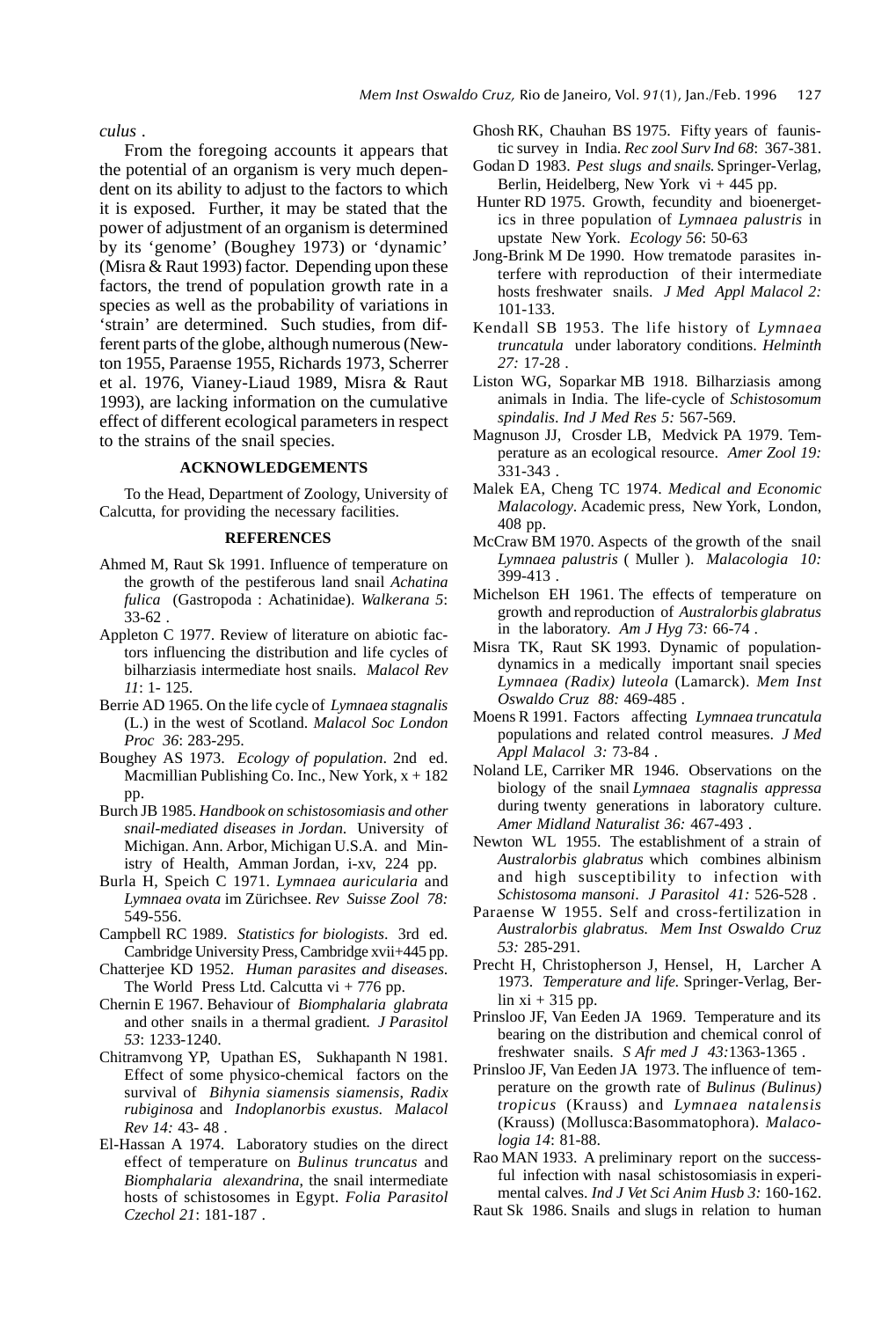*culus* .

From the foregoing accounts it appears that the potential of an organism is very much dependent on its ability to adjust to the factors to which it is exposed. Further, it may be stated that the power of adjustment of an organism is determined by its 'genome' (Boughey 1973) or 'dynamic' (Misra & Raut 1993) factor. Depending upon these factors, the trend of population growth rate in a species as well as the probability of variations in 'strain' are determined. Such studies, from different parts of the globe, although numerous (Newton 1955, Paraense 1955, Richards 1973, Scherrer et al. 1976, Vianey-Liaud 1989, Misra & Raut 1993), are lacking information on the cumulative effect of different ecological parameters in respect to the strains of the snail species.

## ACKNOWLEDGEMENTS

To the Head, Department of Zoology, University of Calcutta, for providing the necessary facilities.

## REFERENCES

Ahmed M, Raut Sk 1991. Influence of temperature on the growth of the pestiferous land snail *Achatina fulica* (Gastropoda : Achatinidae). *Walkerana 5*: 33-62 .

Appleton C 1977. Review of literature on abiotic factors influencing the distribution and life cycles of bilharziasis intermediate host snails. *Malacol Rev 11*: 1- 125.

Berrie AD 1965. On the life cycle of *Lymnaea stagnalis* (L.) in the west of Scotland. *Malacol Soc London Proc 36*: 283-295.

Boughey AS 1973. *Ecology of population*. 2nd ed. Macmillian Publishing Co. Inc., New York, x + 182 pp.

Burch JB 1985. *Handbook on schistosomiasis and other snail-mediated diseases in Jordan.* University of Michigan. Ann. Arbor, Michigan U.S.A. and Ministry of Health, Amman Jordan, i-xv, 224 pp.

Burla H, Speich C 1971. *Lymnaea auricularia* and *Lymnaea ovata* im Zürichsee. *Rev Suisse Zool 78:* 549-556.

Campbell RC 1989. *Statistics for biologists*. 3rd ed. Cambridge University Press, Cambridge xvii+445 pp.

Chatterjee KD 1952. *Human parasites and diseases.* The World Press Ltd. Calcutta vi + 776 pp.

Chernin E 1967. Behaviour of *Biomphalaria glabrata* and other snails in a thermal gradient. *J Parasitol 53*: 1233-1240.

Chitramvong YP, Upathan ES, Sukhapanth N 1981. Effect of some physico-chemical factors on the survival of *Bihynia siamensis siamensis*, *Radix rubiginosa* and *Indoplanorbis exustus. Malacol Rev 14:* 43- 48 .

El-Hassan A 1974. Laboratory studies on the direct effect of temperature on *Bulinus truncatus* and *Biomphalaria alexandrina*, the snail intermediate hosts of schistosomes in Egypt. *Folia Parasitol Czechol 21*: 181-187 .

Ghosh RK, Chauhan BS 1975. Fifty years of faunistic survey in India. *Rec zool Surv Ind 68*: 367-381.

Godan D 1983. *Pest slugs and snails.* Springer-Verlag, Berlin, Heidelberg, New York vi + 445 pp.

Hunter RD 1975. Growth, fecundity and bioenergetics in three population of *Lymnaea palustris* in upstate New York. *Ecology 56*: 50-63

Jong-Brink M De 1990. How trematode parasites interfere with reproduction of their intermediate hosts freshwater snails. *J Med Appl Malacol 2:* 101-133.

Kendall SB 1953. The life history of *Lymnaea truncatula* under laboratory conditions. *Helminth 27:* 17-28 .

Liston WG, Soparkar MB 1918. Bilharziasis among animals in India. The life-cycle of *Schistosomum spindalis*. *Ind J Med Res 5:* 567-569.

Magnuson JJ, Crosder LB, Medvick PA 1979. Temperature as an ecological resource. *Amer Zool 19:* 331-343 .

Malek EA, Cheng TC 1974. *Medical and Economic Malacology*. Academic press, New York, London, 408 pp.

McCraw BM 1970. Aspects of the growth of the snail *Lymnaea palustris* ( Muller ). *Malacologia 10:* 399-413 .

Michelson EH 1961. The effects of temperature on growth and reproduction of *Australorbis glabratus* in the laboratory. *Am J Hyg 73:* 66-74 .

Misra TK, Raut SK 1993. Dynamic of population-dynamics in a medically important snail species *Lymnaea (Radix) luteola* (Lamarck). *Mem Inst Oswaldo Cruz 88:* 469-485 .

Moens R 1991. Factors affecting *Lymnaea truncatula* populations and related control measures. *J Med Appl Malacol 3:* 73-84 .

Noland LE, Carriker MR 1946. Observations on the biology of the snail *Lymnaea stagnalis appressa* during twenty generations in laboratory culture. *Amer Midland Naturalist 36:* 467-493 .

Newton WL 1955. The establishment of a strain of *Australorbis glabratus* which combines albinism and high susceptibility to infection with *Schistosoma mansoni*. *J Parasitol 41:* 526-528 .

Paraense W 1955. Self and cross-fertilization in *Australorbis glabratus. Mem Inst Oswaldo Cruz 53:* 285-291.

Precht H, Christopherson J, Hensel, H, Larcher A 1973. *Temperature and life.* Springer-Verlag, Berlin xi + 315 pp.

Prinsloo JF, Van Eeden JA 1969. Temperature and its bearing on the distribution and chemical conrol of freshwater snails. *S Afr med J 43:*1363-1365 .

Prinsloo JF, Van Eeden JA 1973. The influence of temperature on the growth rate of *Bulinus (Bulinus) tropicus* (Krauss) and *Lymnaea natalensis* (Krauss) (Mollusca:Basommatophora). *Malacologia 14*: 81-88.

Rao MAN 1933. A preliminary report on the successful infection with nasal schistosomiasis in experimental calves. *Ind J Vet Sci Anim Husb 3:* 160-162.

Raut Sk 1986. Snails and slugs in relation to human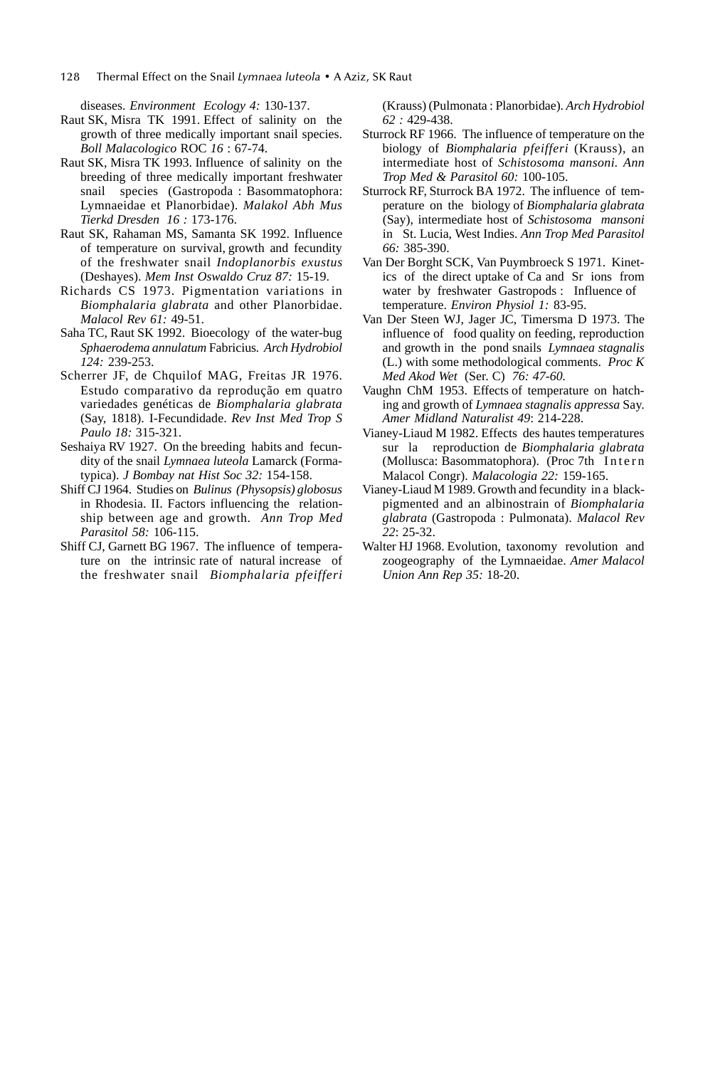diseases. *Environment Ecology 4:* 130-137.

Raut SK, Misra TK 1991. Effect of salinity on the growth of three medically important snail species. *Boll Malacologico* ROC *16* : 67-74.

Raut SK, Misra TK 1993. Influence of salinity on the breeding of three medically important freshwater snail species (Gastropoda : Basommatophora: Lymnaeidae et Planorbidae). *Malakol Abh Mus Tierkd Dresden 16 :* 173-176.

Raut SK, Rahaman MS, Samanta SK 1992. Influence of temperature on survival, growth and fecundity of the freshwater snail *Indoplanorbis exustus* (Deshayes). *Mem Inst Oswaldo Cruz 87:* 15-19.

Richards CS 1973. Pigmentation variations in *Biomphalaria glabrata* and other Planorbidae. *Malacol Rev 61:* 49-51.

Saha TC, Raut SK 1992. Bioecology of the water-bug *Sphaerodema annulatum* Fabricius. *Arch Hydrobiol 124:* 239-253.

Scherrer JF, de Chquilof MAG, Freitas JR 1976. Estudo comparativo da reprodução em quatro variedades genéticas de *Biomphalaria glabrata* (Say, 1818). I-Fecundidade. *Rev Inst Med Trop S Paulo 18:* 315-321.

Seshaiya RV 1927. On the breeding habits and fecundity of the snail *Lymnaea luteola* Lamarck (Formatypica). *J Bombay nat Hist Soc 32:* 154-158.

Shiff CJ 1964. Studies on *Bulinus (Physopsis) globosus* in Rhodesia. II. Factors influencing the relationship between age and growth. *Ann Trop Med Parasitol 58:* 106-115.

Shiff CJ, Garnett BG 1967. The influence of temperature on the intrinsic rate of natural increase of the freshwater snail *Biomphalaria pfeifferi* (Krauss) (Pulmonata : Planorbidae). *Arch Hydrobiol 62 :* 429-438.

Sturrock RF 1966. The influence of temperature on the biology of *Biomphalaria pfeifferi* (Krauss), an intermediate host of *Schistosoma mansoni. Ann Trop Med & Parasitol 60:* 100-105.

Sturrock RF, Sturrock BA 1972. The influence of temperature on the biology of *Biomphalaria glabrata* (Say), intermediate host of *Schistosoma mansoni* in St. Lucia, West Indies. *Ann Trop Med Parasitol 66:* 385-390.

Van Der Borght SCK, Van Puymbroeck S 1971. Kinetics of the direct uptake of Ca and Sr ions from water by freshwater Gastropods : Influence of temperature. *Environ Physiol 1:* 83-95.

Van Der Steen WJ, Jager JC, Timersma D 1973. The influence of food quality on feeding, reproduction and growth in the pond snails *Lymnaea stagnalis* (L.) with some methodological comments. *Proc K Med Akod Wet* (Ser. C) *76: 47-60.*

Vaughn ChM 1953. Effects of temperature on hatching and growth of *Lymnaea stagnalis appressa* Say. *Amer Midland Naturalist 49*: 214-228.

Vianey-Liaud M 1982. Effects des hautes temperatures sur la reproduction de *Biomphalaria glabrata* (Mollusca: Basommatophora). (Proc 7th Intern Malacol Congr). *Malacologia 22:* 159-165.

Vianey-Liaud M 1989. Growth and fecundity in a black-pigmented and an albinostrain of *Biomphalaria glabrata* (Gastropoda : Pulmonata). *Malacol Rev 22*: 25-32.

Walter HJ 1968. Evolution, taxonomy revolution and zoogeography of the Lymnaeidae. *Amer Malacol Union Ann Rep 35:* 18-20.